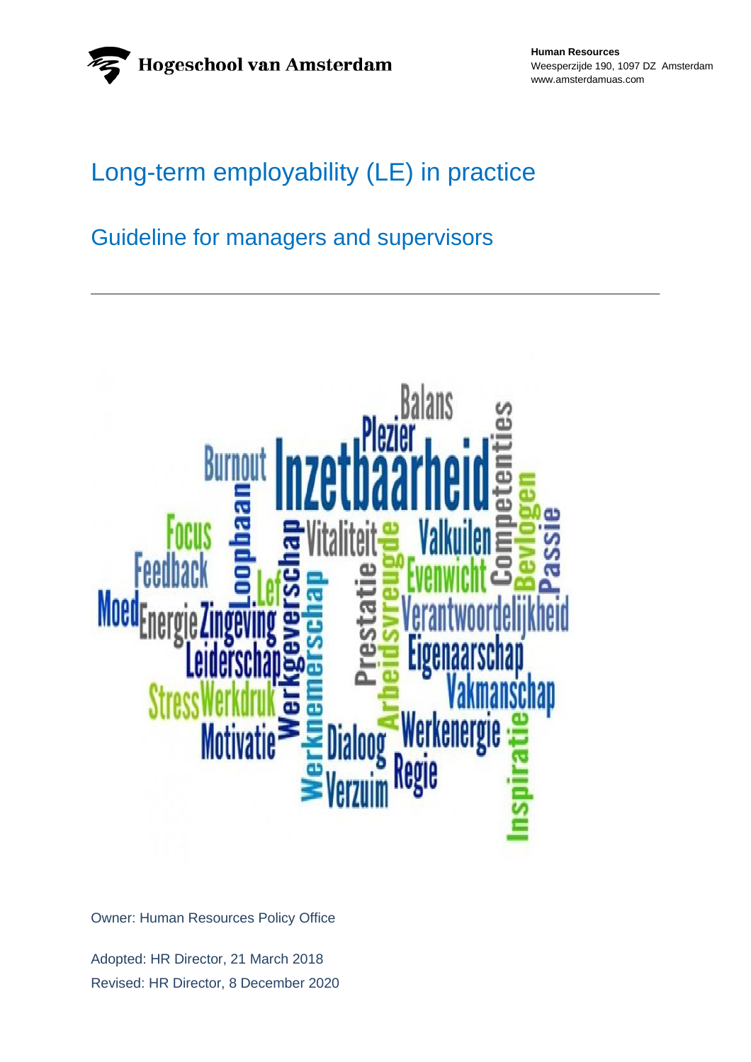Hogeschool van Amsterdam

**Human Resources**
Weesperzijde 190, 1097 DZ Amsterdam
www.amsterdamuas.com

# Long-term employability (LE) in practice

## Guideline for managers and supervisors

---

Owner: Human Resources Policy Office

Adopted: HR Director, 21 March 2018
Revised: HR Director, 8 December 2020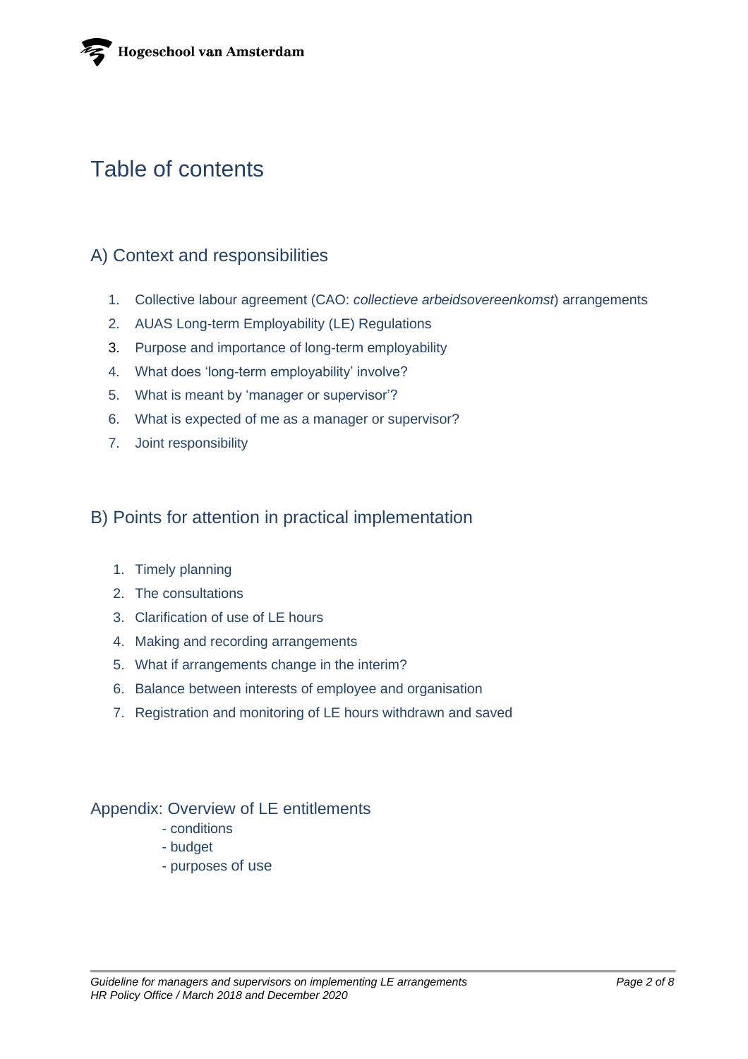# Table of contents

## A) Context and responsibilities

1. Collective labour agreement (CAO: *collectieve arbeidsovereenkomst*) arrangements
2. AUAS Long-term Employability (LE) Regulations
3. Purpose and importance of long-term employability
4. What does 'long-term employability' involve?
5. What is meant by 'manager or supervisor'?
6. What is expected of me as a manager or supervisor?
7. Joint responsibility

## B) Points for attention in practical implementation

1. Timely planning
2. The consultations
3. Clarification of use of LE hours
4. Making and recording arrangements
5. What if arrangements change in the interim?
6. Balance between interests of employee and organisation
7. Registration and monitoring of LE hours withdrawn and saved

## Appendix: Overview of LE entitlements

- conditions
- budget
- purposes of use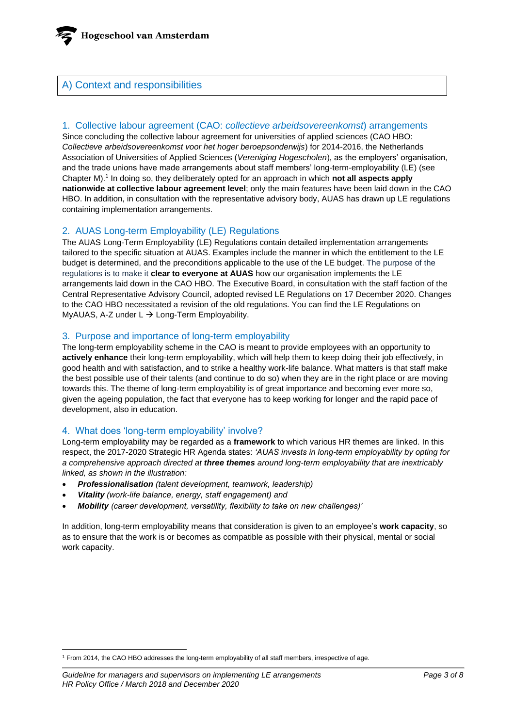## A) Context and responsibilities

### 1. Collective labour agreement (CAO: *collectieve arbeidsovereenkomst*) arrangements

Since concluding the collective labour agreement for universities of applied sciences (CAO HBO: *Collectieve arbeidsovereenkomst voor het hoger beroepsonderwijs*) for 2014-2016, the Netherlands Association of Universities of Applied Sciences (*Vereniging Hogescholen*), as the employers' organisation, and the trade unions have made arrangements about staff members' long-term-employability (LE) (see Chapter M).[1] In doing so, they deliberately opted for an approach in which **not all aspects apply nationwide at collective labour agreement level**; only the main features have been laid down in the CAO HBO. In addition, in consultation with the representative advisory body, AUAS has drawn up LE regulations containing implementation arrangements.

### 2. AUAS Long-term Employability (LE) Regulations

The AUAS Long-Term Employability (LE) Regulations contain detailed implementation arrangements tailored to the specific situation at AUAS. Examples include the manner in which the entitlement to the LE budget is determined, and the preconditions applicable to the use of the LE budget. The purpose of the regulations is to make it **clear to everyone at AUAS** how our organisation implements the LE arrangements laid down in the CAO HBO. The Executive Board, in consultation with the staff faction of the Central Representative Advisory Council, adopted revised LE Regulations on 17 December 2020. Changes to the CAO HBO necessitated a revision of the old regulations. You can find the LE Regulations on MyAUAS, A-Z under L → Long-Term Employability.

### 3. Purpose and importance of long-term employability

The long-term employability scheme in the CAO is meant to provide employees with an opportunity to **actively enhance** their long-term employability, which will help them to keep doing their job effectively, in good health and with satisfaction, and to strike a healthy work-life balance. What matters is that staff make the best possible use of their talents (and continue to do so) when they are in the right place or are moving towards this. The theme of long-term employability is of great importance and becoming ever more so, given the ageing population, the fact that everyone has to keep working for longer and the rapid pace of development, also in education.

### 4. What does 'long-term employability' involve?

Long-term employability may be regarded as a **framework** to which various HR themes are linked. In this respect, the 2017-2020 Strategic HR Agenda states: *'AUAS invests in long-term employability by opting for a comprehensive approach directed at **three themes** around long-term employability that are inextricably linked, as shown in the illustration:*

- ***Professionalisation** (talent development, teamwork, leadership)*
- ***Vitality** (work-life balance, energy, staff engagement) and*
- ***Mobility** (career development, versatility, flexibility to take on new challenges)'*

In addition, long-term employability means that consideration is given to an employee's **work capacity**, so as to ensure that the work is or becomes as compatible as possible with their physical, mental or social work capacity.

---

[1] From 2014, the CAO HBO addresses the long-term employability of all staff members, irrespective of age.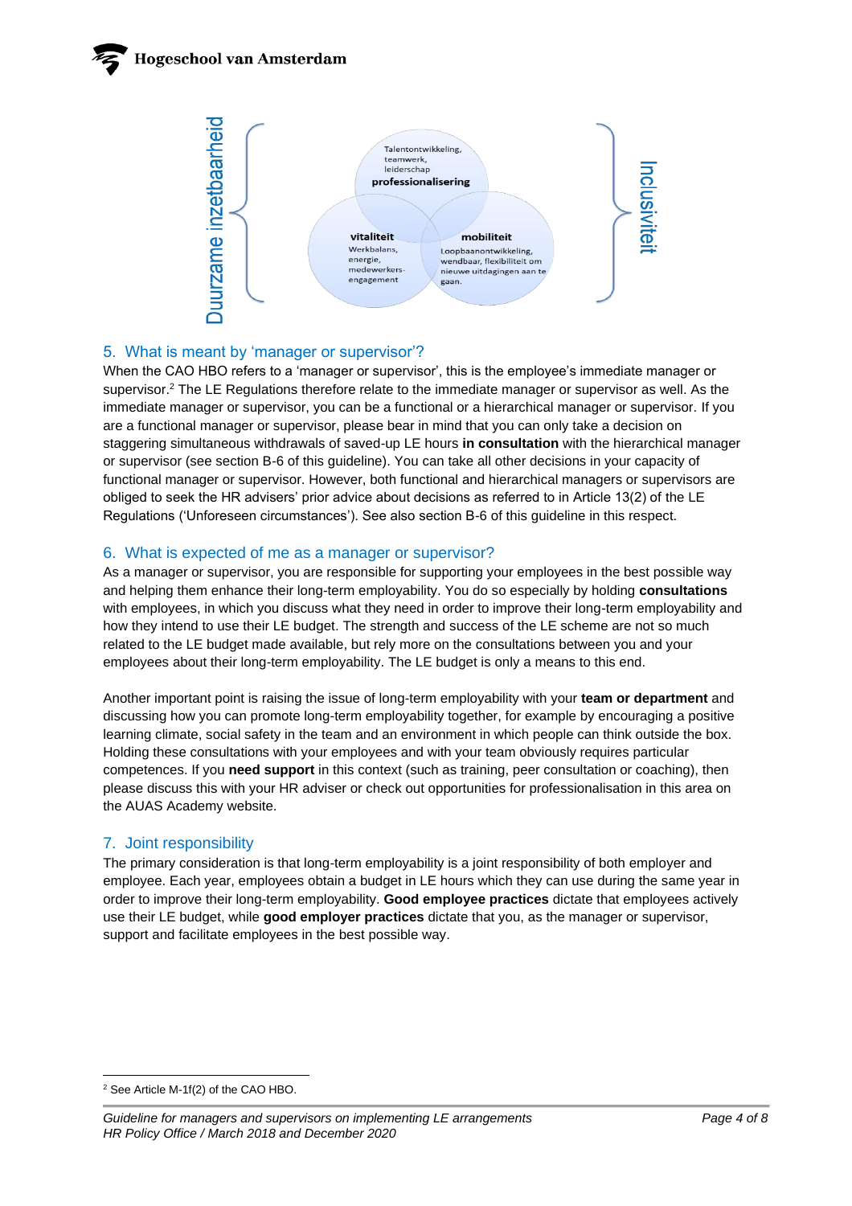Duurzame inzetbaarheid

Talentontwikkeling, teamwerk, leiderschap
**professionalisering**

**vitaliteit**
Werkbalans, energie, medewerkers-engagement

**mobiliteit**
Loopbaanontwikkeling, wendbaar, flexibiliteit om nieuwe uitdagingen aan te gaan.

Inclusiviteit

## 5. What is meant by 'manager or supervisor'?

When the CAO HBO refers to a 'manager or supervisor', this is the employee's immediate manager or supervisor.[2] The LE Regulations therefore relate to the immediate manager or supervisor as well. As the immediate manager or supervisor, you can be a functional or a hierarchical manager or supervisor. If you are a functional manager or supervisor, please bear in mind that you can only take a decision on staggering simultaneous withdrawals of saved-up LE hours **in consultation** with the hierarchical manager or supervisor (see section B-6 of this guideline). You can take all other decisions in your capacity of functional manager or supervisor. However, both functional and hierarchical managers or supervisors are obliged to seek the HR advisers' prior advice about decisions as referred to in Article 13(2) of the LE Regulations ('Unforeseen circumstances'). See also section B-6 of this guideline in this respect.

## 6. What is expected of me as a manager or supervisor?

As a manager or supervisor, you are responsible for supporting your employees in the best possible way and helping them enhance their long-term employability. You do so especially by holding **consultations** with employees, in which you discuss what they need in order to improve their long-term employability and how they intend to use their LE budget. The strength and success of the LE scheme are not so much related to the LE budget made available, but rely more on the consultations between you and your employees about their long-term employability. The LE budget is only a means to this end.

Another important point is raising the issue of long-term employability with your **team or department** and discussing how you can promote long-term employability together, for example by encouraging a positive learning climate, social safety in the team and an environment in which people can think outside the box. Holding these consultations with your employees and with your team obviously requires particular competences. If you **need support** in this context (such as training, peer consultation or coaching), then please discuss this with your HR adviser or check out opportunities for professionalisation in this area on the AUAS Academy website.

## 7. Joint responsibility

The primary consideration is that long-term employability is a joint responsibility of both employer and employee. Each year, employees obtain a budget in LE hours which they can use during the same year in order to improve their long-term employability. **Good employee practices** dictate that employees actively use their LE budget, while **good employer practices** dictate that you, as the manager or supervisor, support and facilitate employees in the best possible way.

---

[2] See Article M-1f(2) of the CAO HBO.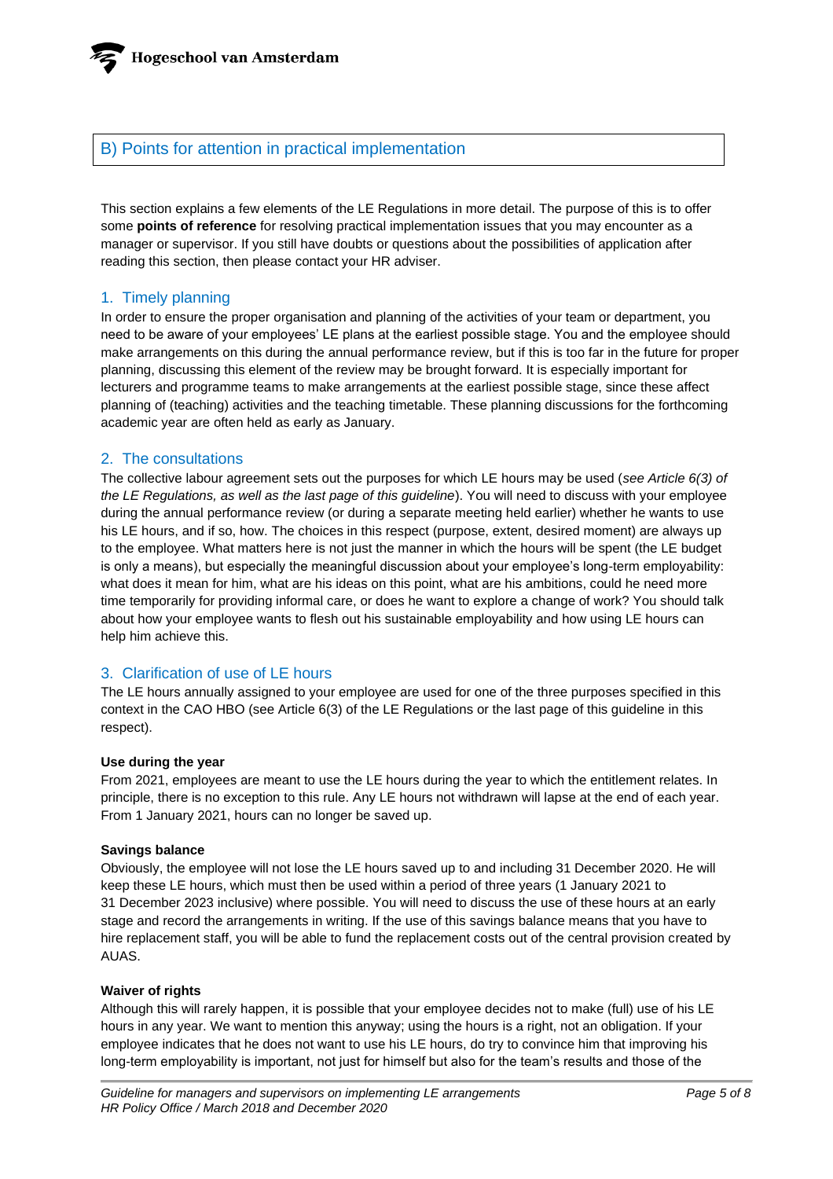## B) Points for attention in practical implementation

This section explains a few elements of the LE Regulations in more detail. The purpose of this is to offer some **points of reference** for resolving practical implementation issues that you may encounter as a manager or supervisor. If you still have doubts or questions about the possibilities of application after reading this section, then please contact your HR adviser.

### 1. Timely planning

In order to ensure the proper organisation and planning of the activities of your team or department, you need to be aware of your employees' LE plans at the earliest possible stage. You and the employee should make arrangements on this during the annual performance review, but if this is too far in the future for proper planning, discussing this element of the review may be brought forward. It is especially important for lecturers and programme teams to make arrangements at the earliest possible stage, since these affect planning of (teaching) activities and the teaching timetable. These planning discussions for the forthcoming academic year are often held as early as January.

### 2. The consultations

The collective labour agreement sets out the purposes for which LE hours may be used (*see Article 6(3) of the LE Regulations, as well as the last page of this guideline*). You will need to discuss with your employee during the annual performance review (or during a separate meeting held earlier) whether he wants to use his LE hours, and if so, how. The choices in this respect (purpose, extent, desired moment) are always up to the employee. What matters here is not just the manner in which the hours will be spent (the LE budget is only a means), but especially the meaningful discussion about your employee's long-term employability: what does it mean for him, what are his ideas on this point, what are his ambitions, could he need more time temporarily for providing informal care, or does he want to explore a change of work? You should talk about how your employee wants to flesh out his sustainable employability and how using LE hours can help him achieve this.

### 3. Clarification of use of LE hours

The LE hours annually assigned to your employee are used for one of the three purposes specified in this context in the CAO HBO (see Article 6(3) of the LE Regulations or the last page of this guideline in this respect).

**Use during the year**

From 2021, employees are meant to use the LE hours during the year to which the entitlement relates. In principle, there is no exception to this rule. Any LE hours not withdrawn will lapse at the end of each year. From 1 January 2021, hours can no longer be saved up.

**Savings balance**

Obviously, the employee will not lose the LE hours saved up to and including 31 December 2020. He will keep these LE hours, which must then be used within a period of three years (1 January 2021 to 31 December 2023 inclusive) where possible. You will need to discuss the use of these hours at an early stage and record the arrangements in writing. If the use of this savings balance means that you have to hire replacement staff, you will be able to fund the replacement costs out of the central provision created by AUAS.

**Waiver of rights**

Although this will rarely happen, it is possible that your employee decides not to make (full) use of his LE hours in any year. We want to mention this anyway; using the hours is a right, not an obligation. If your employee indicates that he does not want to use his LE hours, do try to convince him that improving his long-term employability is important, not just for himself but also for the team's results and those of the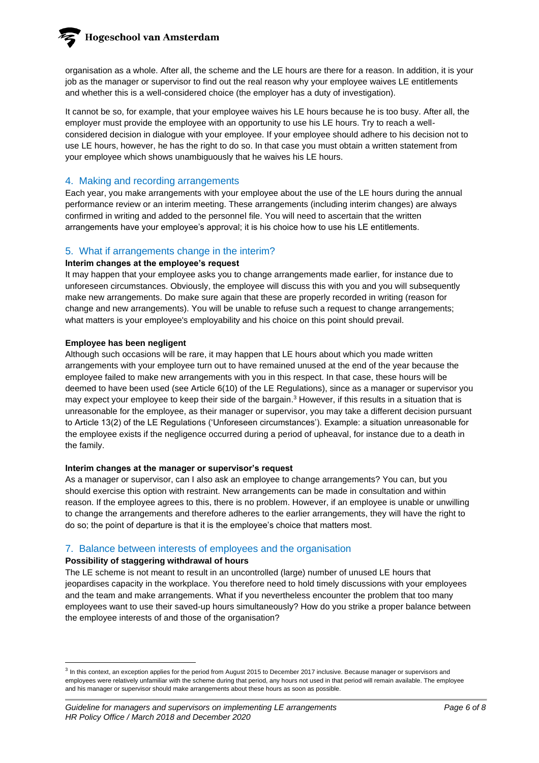organisation as a whole. After all, the scheme and the LE hours are there for a reason. In addition, it is your job as the manager or supervisor to find out the real reason why your employee waives LE entitlements and whether this is a well-considered choice (the employer has a duty of investigation).

It cannot be so, for example, that your employee waives his LE hours because he is too busy. After all, the employer must provide the employee with an opportunity to use his LE hours. Try to reach a well-considered decision in dialogue with your employee. If your employee should adhere to his decision not to use LE hours, however, he has the right to do so. In that case you must obtain a written statement from your employee which shows unambiguously that he waives his LE hours.

## 4. Making and recording arrangements

Each year, you make arrangements with your employee about the use of the LE hours during the annual performance review or an interim meeting. These arrangements (including interim changes) are always confirmed in writing and added to the personnel file. You will need to ascertain that the written arrangements have your employee's approval; it is his choice how to use his LE entitlements.

## 5. What if arrangements change in the interim?

**Interim changes at the employee's request**

It may happen that your employee asks you to change arrangements made earlier, for instance due to unforeseen circumstances. Obviously, the employee will discuss this with you and you will subsequently make new arrangements. Do make sure again that these are properly recorded in writing (reason for change and new arrangements). You will be unable to refuse such a request to change arrangements; what matters is your employee's employability and his choice on this point should prevail.

**Employee has been negligent**

Although such occasions will be rare, it may happen that LE hours about which you made written arrangements with your employee turn out to have remained unused at the end of the year because the employee failed to make new arrangements with you in this respect. In that case, these hours will be deemed to have been used (see Article 6(10) of the LE Regulations), since as a manager or supervisor you may expect your employee to keep their side of the bargain.[3] However, if this results in a situation that is unreasonable for the employee, as their manager or supervisor, you may take a different decision pursuant to Article 13(2) of the LE Regulations ('Unforeseen circumstances'). Example: a situation unreasonable for the employee exists if the negligence occurred during a period of upheaval, for instance due to a death in the family.

**Interim changes at the manager or supervisor's request**

As a manager or supervisor, can I also ask an employee to change arrangements? You can, but you should exercise this option with restraint. New arrangements can be made in consultation and within reason. If the employee agrees to this, there is no problem. However, if an employee is unable or unwilling to change the arrangements and therefore adheres to the earlier arrangements, they will have the right to do so; the point of departure is that it is the employee's choice that matters most.

## 7. Balance between interests of employees and the organisation

**Possibility of staggering withdrawal of hours**

The LE scheme is not meant to result in an uncontrolled (large) number of unused LE hours that jeopardises capacity in the workplace. You therefore need to hold timely discussions with your employees and the team and make arrangements. What if you nevertheless encounter the problem that too many employees want to use their saved-up hours simultaneously? How do you strike a proper balance between the employee interests of and those of the organisation?

---

[3] In this context, an exception applies for the period from August 2015 to December 2017 inclusive. Because manager or supervisors and employees were relatively unfamiliar with the scheme during that period, any hours not used in that period will remain available. The employee and his manager or supervisor should make arrangements about these hours as soon as possible.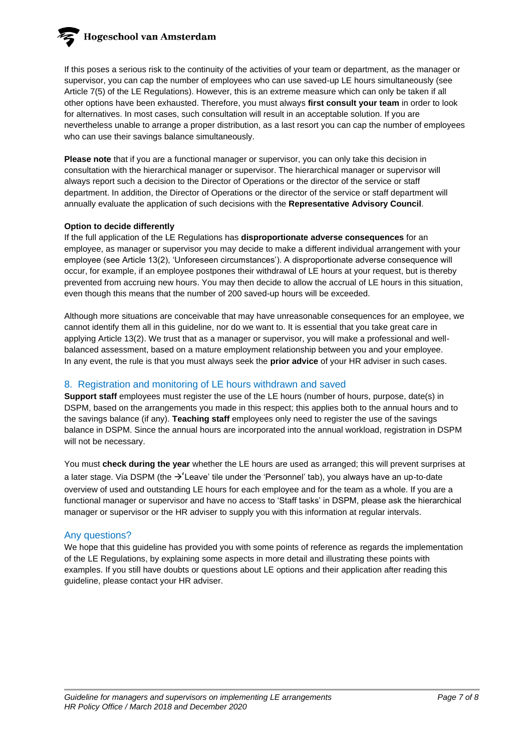If this poses a serious risk to the continuity of the activities of your team or department, as the manager or supervisor, you can cap the number of employees who can use saved-up LE hours simultaneously (see Article 7(5) of the LE Regulations). However, this is an extreme measure which can only be taken if all other options have been exhausted. Therefore, you must always **first consult your team** in order to look for alternatives. In most cases, such consultation will result in an acceptable solution. If you are nevertheless unable to arrange a proper distribution, as a last resort you can cap the number of employees who can use their savings balance simultaneously.

**Please note** that if you are a functional manager or supervisor, you can only take this decision in consultation with the hierarchical manager or supervisor. The hierarchical manager or supervisor will always report such a decision to the Director of Operations or the director of the service or staff department. In addition, the Director of Operations or the director of the service or staff department will annually evaluate the application of such decisions with the **Representative Advisory Council**.

**Option to decide differently**

If the full application of the LE Regulations has **disproportionate adverse consequences** for an employee, as manager or supervisor you may decide to make a different individual arrangement with your employee (see Article 13(2), 'Unforeseen circumstances'). A disproportionate adverse consequence will occur, for example, if an employee postpones their withdrawal of LE hours at your request, but is thereby prevented from accruing new hours. You may then decide to allow the accrual of LE hours in this situation, even though this means that the number of 200 saved-up hours will be exceeded.

Although more situations are conceivable that may have unreasonable consequences for an employee, we cannot identify them all in this guideline, nor do we want to. It is essential that you take great care in applying Article 13(2). We trust that as a manager or supervisor, you will make a professional and well-balanced assessment, based on a mature employment relationship between you and your employee. In any event, the rule is that you must always seek the **prior advice** of your HR adviser in such cases.

## 8. Registration and monitoring of LE hours withdrawn and saved

**Support staff** employees must register the use of the LE hours (number of hours, purpose, date(s) in DSPM, based on the arrangements you made in this respect; this applies both to the annual hours and to the savings balance (if any). **Teaching staff** employees only need to register the use of the savings balance in DSPM. Since the annual hours are incorporated into the annual workload, registration in DSPM will not be necessary.

You must **check during the year** whether the LE hours are used as arranged; this will prevent surprises at a later stage. Via DSPM (the →'Leave' tile under the 'Personnel' tab), you always have an up-to-date overview of used and outstanding LE hours for each employee and for the team as a whole. If you are a functional manager or supervisor and have no access to 'Staff tasks' in DSPM, please ask the hierarchical manager or supervisor or the HR adviser to supply you with this information at regular intervals.

## Any questions?

We hope that this guideline has provided you with some points of reference as regards the implementation of the LE Regulations, by explaining some aspects in more detail and illustrating these points with examples. If you still have doubts or questions about LE options and their application after reading this guideline, please contact your HR adviser.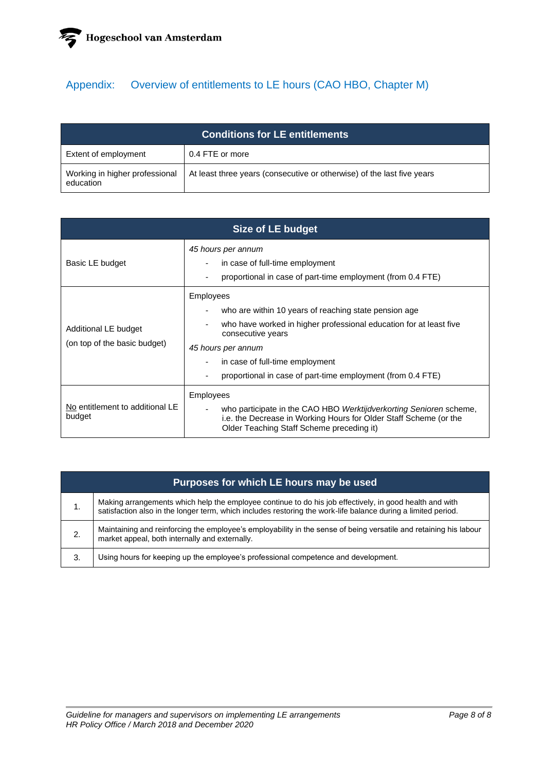## Appendix: Overview of entitlements to LE hours (CAO HBO, Chapter M)

| Conditions for LE entitlements | |
|---|---|
| Extent of employment | 0.4 FTE or more |
| Working in higher professional education | At least three years (consecutive or otherwise) of the last five years |

| Size of LE budget | |
|---|---|
| Basic LE budget | *45 hours per annum*<br>- in case of full-time employment<br>- proportional in case of part-time employment (from 0.4 FTE) |
| Additional LE budget<br>(on top of the basic budget) | Employees<br>- who are within 10 years of reaching state pension age<br>- who have worked in higher professional education for at least five consecutive years<br>*45 hours per annum*<br>- in case of full-time employment<br>- proportional in case of part-time employment (from 0.4 FTE) |
| <u>No</u> entitlement to additional LE budget | Employees<br>- who participate in the CAO HBO *Werktijdverkorting Senioren* scheme, i.e. the Decrease in Working Hours for Older Staff Scheme (or the Older Teaching Staff Scheme preceding it) |

| Purposes for which LE hours may be used | |
|---|---|
| 1. | Making arrangements which help the employee continue to do his job effectively, in good health and with satisfaction also in the longer term, which includes restoring the work-life balance during a limited period. |
| 2. | Maintaining and reinforcing the employee's employability in the sense of being versatile and retaining his labour market appeal, both internally and externally. |
| 3. | Using hours for keeping up the employee's professional competence and development. |